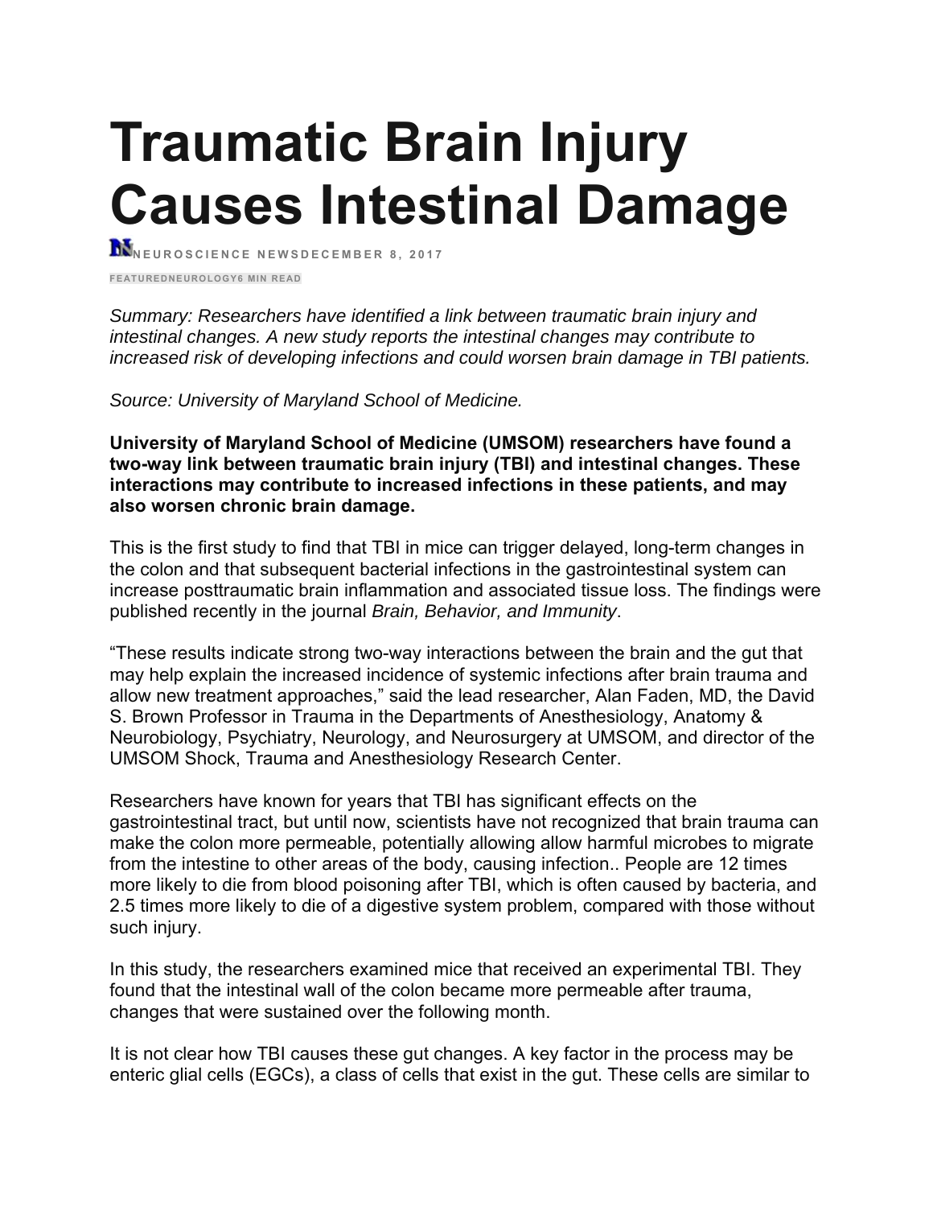# Traumatic Brain Injury Causes Intestinal Damage

NEUROSCIENCE NEWSDECEMBER 8, 2017

FEATUREDNEUROLOGY6 MIN READ

*Summary: Researchers have identified a link between traumatic brain injury and intestinal changes. A new study reports the intestinal changes may contribute to increased risk of developing infections and could worsen brain damage in TBI patients.*

*Source: University of Maryland School of Medicine.*

**University of Maryland School of Medicine (UMSOM) researchers have found a two-way link between traumatic brain injury (TBI) and intestinal changes. These interactions may contribute to increased infections in these patients, and may also worsen chronic brain damage.**

This is the first study to find that TBI in mice can trigger delayed, long-term changes in the colon and that subsequent bacterial infections in the gastrointestinal system can increase posttraumatic brain inflammation and associated tissue loss. The findings were published recently in the journal *Brain, Behavior, and Immunity*.

"These results indicate strong two-way interactions between the brain and the gut that may help explain the increased incidence of systemic infections after brain trauma and allow new treatment approaches," said the lead researcher, Alan Faden, MD, the David S. Brown Professor in Trauma in the Departments of Anesthesiology, Anatomy & Neurobiology, Psychiatry, Neurology, and Neurosurgery at UMSOM, and director of the UMSOM Shock, Trauma and Anesthesiology Research Center.

Researchers have known for years that TBI has significant effects on the gastrointestinal tract, but until now, scientists have not recognized that brain trauma can make the colon more permeable, potentially allowing allow harmful microbes to migrate from the intestine to other areas of the body, causing infection.. People are 12 times more likely to die from blood poisoning after TBI, which is often caused by bacteria, and 2.5 times more likely to die of a digestive system problem, compared with those without such injury.

In this study, the researchers examined mice that received an experimental TBI. They found that the intestinal wall of the colon became more permeable after trauma, changes that were sustained over the following month.

It is not clear how TBI causes these gut changes. A key factor in the process may be enteric glial cells (EGCs), a class of cells that exist in the gut. These cells are similar to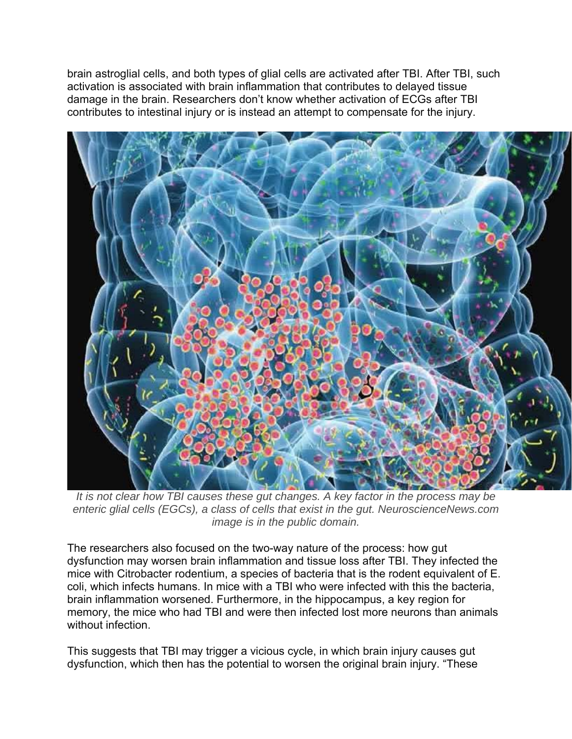brain astroglial cells, and both types of glial cells are activated after TBI. After TBI, such activation is associated with brain inflammation that contributes to delayed tissue damage in the brain. Researchers don't know whether activation of ECGs after TBI contributes to intestinal injury or is instead an attempt to compensate for the injury.

*It is not clear how TBI causes these gut changes. A key factor in the process may be enteric glial cells (EGCs), a class of cells that exist in the gut. NeuroscienceNews.com image is in the public domain.*

The researchers also focused on the two-way nature of the process: how gut dysfunction may worsen brain inflammation and tissue loss after TBI. They infected the mice with Citrobacter rodentium, a species of bacteria that is the rodent equivalent of E. coli, which infects humans. In mice with a TBI who were infected with this the bacteria, brain inflammation worsened. Furthermore, in the hippocampus, a key region for memory, the mice who had TBI and were then infected lost more neurons than animals without infection.

This suggests that TBI may trigger a vicious cycle, in which brain injury causes gut dysfunction, which then has the potential to worsen the original brain injury. "These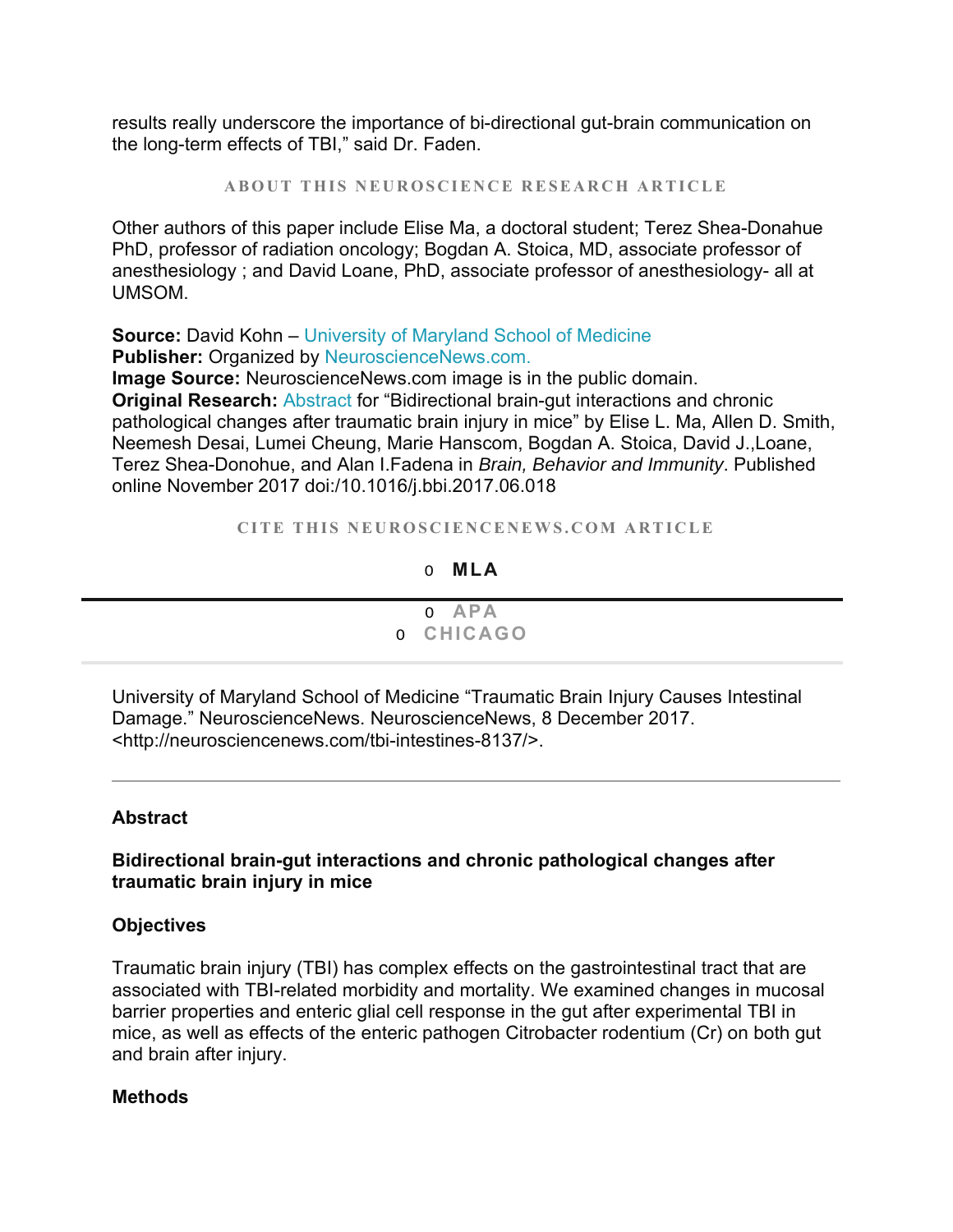results really underscore the importance of bi-directional gut-brain communication on the long-term effects of TBI," said Dr. Faden.

ABOUT THIS NEUROSCIENCE RESEARCH ARTICLE

Other authors of this paper include Elise Ma, a doctoral student; Terez Shea-Donahue PhD, professor of radiation oncology; Bogdan A. Stoica, MD, associate professor of anesthesiology ; and David Loane, PhD, associate professor of anesthesiology- all at UMSOM.

**Source:** David Kohn – University of Maryland School of Medicine
**Publisher:** Organized by NeuroscienceNews.com.
**Image Source:** NeuroscienceNews.com image is in the public domain.
**Original Research:** Abstract for "Bidirectional brain-gut interactions and chronic pathological changes after traumatic brain injury in mice" by Elise L. Ma, Allen D. Smith, Neemesh Desai, Lumei Cheung, Marie Hanscom, Bogdan A. Stoica, David J.,Loane, Terez Shea-Donohue, and Alan I.Fadena in *Brain, Behavior and Immunity*. Published online November 2017 doi:/10.1016/j.bbi.2017.06.018

CITE THIS NEUROSCIENCENEWS.COM ARTICLE

- **MLA**
- APA
- CHICAGO

University of Maryland School of Medicine "Traumatic Brain Injury Causes Intestinal Damage." NeuroscienceNews. NeuroscienceNews, 8 December 2017. <http://neurosciencenews.com/tbi-intestines-8137/>.

---

**Abstract**

**Bidirectional brain-gut interactions and chronic pathological changes after traumatic brain injury in mice**

**Objectives**

Traumatic brain injury (TBI) has complex effects on the gastrointestinal tract that are associated with TBI-related morbidity and mortality. We examined changes in mucosal barrier properties and enteric glial cell response in the gut after experimental TBI in mice, as well as effects of the enteric pathogen Citrobacter rodentium (Cr) on both gut and brain after injury.

**Methods**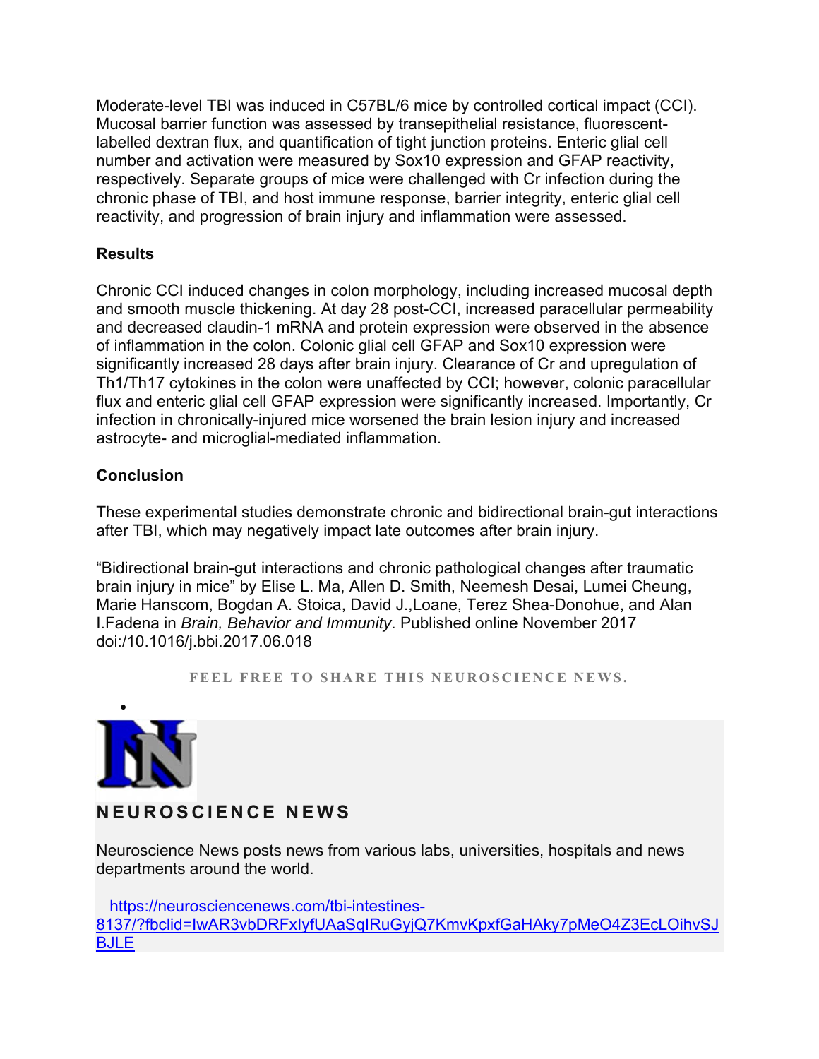Moderate-level TBI was induced in C57BL/6 mice by controlled cortical impact (CCI). Mucosal barrier function was assessed by transepithelial resistance, fluorescent-labelled dextran flux, and quantification of tight junction proteins. Enteric glial cell number and activation were measured by Sox10 expression and GFAP reactivity, respectively. Separate groups of mice were challenged with Cr infection during the chronic phase of TBI, and host immune response, barrier integrity, enteric glial cell reactivity, and progression of brain injury and inflammation were assessed.

**Results**

Chronic CCI induced changes in colon morphology, including increased mucosal depth and smooth muscle thickening. At day 28 post-CCI, increased paracellular permeability and decreased claudin-1 mRNA and protein expression were observed in the absence of inflammation in the colon. Colonic glial cell GFAP and Sox10 expression were significantly increased 28 days after brain injury. Clearance of Cr and upregulation of Th1/Th17 cytokines in the colon were unaffected by CCI; however, colonic paracellular flux and enteric glial cell GFAP expression were significantly increased. Importantly, Cr infection in chronically-injured mice worsened the brain lesion injury and increased astrocyte- and microglial-mediated inflammation.

**Conclusion**

These experimental studies demonstrate chronic and bidirectional brain-gut interactions after TBI, which may negatively impact late outcomes after brain injury.

"Bidirectional brain-gut interactions and chronic pathological changes after traumatic brain injury in mice" by Elise L. Ma, Allen D. Smith, Neemesh Desai, Lumei Cheung, Marie Hanscom, Bogdan A. Stoica, David J.,Loane, Terez Shea-Donohue, and Alan I.Fadena in *Brain, Behavior and Immunity*. Published online November 2017 doi:/10.1016/j.bbi.2017.06.018

FEEL FREE TO SHARE THIS NEUROSCIENCE NEWS.

## NEUROSCIENCE NEWS

Neuroscience News posts news from various labs, universities, hospitals and news departments around the world.

[https://neurosciencenews.com/tbi-intestines-8137/?fbclid=IwAR3vbDRFxIyfUAaSqIRuGyjQ7KmvKpxfGaHAky7pMeO4Z3EcLOihvSJBJLE](https://neurosciencenews.com/tbi-intestines-8137/?fbclid=IwAR3vbDRFxIyfUAaSqIRuGyjQ7KmvKpxfGaHAky7pMeO4Z3EcLOihvSJBJLE)